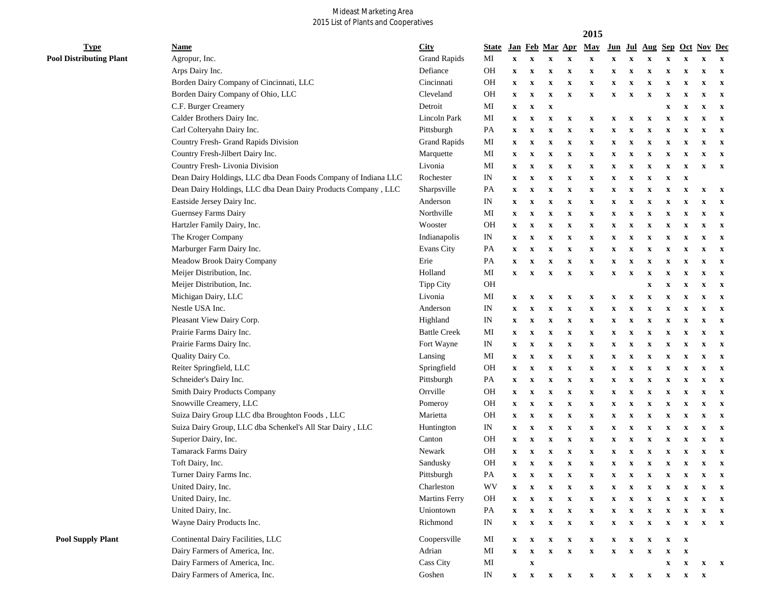Mideast Marketing Area
2015 List of Plants and Cooperatives

| Type | Name | City | State | Jan | Feb | Mar | Apr | May | Jun | Jul | Aug | Sep | Oct | Nov | Dec |
|---|---|---|---|---|---|---|---|---|---|---|---|---|---|---|---|
| **Pool Distributing Plant** | Agropur, Inc. | Grand Rapids | MI | x | x | x | x | x | x | x | x | x | x | x | x |
| | Arps Dairy Inc. | Defiance | OH | x | x | x | x | x | x | x | x | x | x | x | x |
| | Borden Dairy Company of Cincinnati, LLC | Cincinnati | OH | x | x | x | x | x | x | x | x | x | x | x | x |
| | Borden Dairy Company of Ohio, LLC | Cleveland | OH | x | x | x | x | x | x | x | x | x | x | x | x |
| | C.F. Burger Creamery | Detroit | MI | x | x | x | | | | | | x | x | x | x |
| | Calder Brothers Dairy Inc. | Lincoln Park | MI | x | x | x | x | x | x | x | x | x | x | x | x |
| | Carl Colteryahn Dairy Inc. | Pittsburgh | PA | x | x | x | x | x | x | x | x | x | x | x | x |
| | Country Fresh- Grand Rapids Division | Grand Rapids | MI | x | x | x | x | x | x | x | x | x | x | x | x |
| | Country Fresh-Jilbert Dairy Inc. | Marquette | MI | x | x | x | x | x | x | x | x | x | x | x | x |
| | Country Fresh- Livonia Division | Livonia | MI | x | x | x | x | x | x | x | x | x | x | x | x |
| | Dean Dairy Holdings, LLC dba Dean Foods Company of Indiana LLC | Rochester | IN | x | x | x | x | x | x | x | x | x | x | | |
| | Dean Dairy Holdings, LLC dba Dean Dairy Products Company , LLC | Sharpsville | PA | x | x | x | x | x | x | x | x | x | x | x | x |
| | Eastside Jersey Dairy Inc. | Anderson | IN | x | x | x | x | x | x | x | x | x | x | x | x |
| | Guernsey Farms Dairy | Northville | MI | x | x | x | x | x | x | x | x | x | x | x | x |
| | Hartzler Family Dairy, Inc. | Wooster | OH | x | x | x | x | x | x | x | x | x | x | x | x |
| | The Kroger Company | Indianapolis | IN | x | x | x | x | x | x | x | x | x | x | x | x |
| | Marburger Farm Dairy Inc. | Evans City | PA | x | x | x | x | x | x | x | x | x | x | x | x |
| | Meadow Brook Dairy Company | Erie | PA | x | x | x | x | x | x | x | x | x | x | x | x |
| | Meijer Distribution, Inc. | Holland | MI | x | x | x | x | x | x | x | x | x | x | x | x |
| | Meijer Distribution, Inc. | Tipp City | OH | | | | | | | | x | x | x | x | x |
| | Michigan Dairy, LLC | Livonia | MI | x | x | x | x | x | x | x | x | x | x | x | x |
| | Nestle USA Inc. | Anderson | IN | x | x | x | x | x | x | x | x | x | x | x | x |
| | Pleasant View Dairy Corp. | Highland | IN | x | x | x | x | x | x | x | x | x | x | x | x |
| | Prairie Farms Dairy Inc. | Battle Creek | MI | x | x | x | x | x | x | x | x | x | x | x | x |
| | Prairie Farms Dairy Inc. | Fort Wayne | IN | x | x | x | x | x | x | x | x | x | x | x | x |
| | Quality Dairy Co. | Lansing | MI | x | x | x | x | x | x | x | x | x | x | x | x |
| | Reiter Springfield, LLC | Springfield | OH | x | x | x | x | x | x | x | x | x | x | x | x |
| | Schneider's Dairy Inc. | Pittsburgh | PA | x | x | x | x | x | x | x | x | x | x | x | x |
| | Smith Dairy Products Company | Orrville | OH | x | x | x | x | x | x | x | x | x | x | x | x |
| | Snowville Creamery, LLC | Pomeroy | OH | x | x | x | x | x | x | x | x | x | x | x | x |
| | Suiza Dairy Group LLC dba Broughton Foods , LLC | Marietta | OH | x | x | x | x | x | x | x | x | x | x | x | x |
| | Suiza Dairy Group, LLC dba Schenkel's All Star Dairy , LLC | Huntington | IN | x | x | x | x | x | x | x | x | x | x | x | x |
| | Superior Dairy, Inc. | Canton | OH | x | x | x | x | x | x | x | x | x | x | x | x |
| | Tamarack Farms Dairy | Newark | OH | x | x | x | x | x | x | x | x | x | x | x | x |
| | Toft Dairy, Inc. | Sandusky | OH | x | x | x | x | x | x | x | x | x | x | x | x |
| | Turner Dairy Farms Inc. | Pittsburgh | PA | x | x | x | x | x | x | x | x | x | x | x | x |
| | United Dairy, Inc. | Charleston | WV | x | x | x | x | x | x | x | x | x | x | x | x |
| | United Dairy, Inc. | Martins Ferry | OH | x | x | x | x | x | x | x | x | x | x | x | x |
| | United Dairy, Inc. | Uniontown | PA | x | x | x | x | x | x | x | x | x | x | x | x |
| | Wayne Dairy Products Inc. | Richmond | IN | x | x | x | x | x | x | x | x | x | x | x | x |
| **Pool Supply Plant** | Continental Dairy Facilities, LLC | Coopersville | MI | x | x | x | x | x | x | x | x | x | x | | |
| | Dairy Farmers of America, Inc. | Adrian | MI | x | x | x | x | x | x | x | x | x | x | | |
| | Dairy Farmers of America, Inc. | Cass City | MI | | x | | | | | | | x | x | x | x |
| | Dairy Farmers of America, Inc. | Goshen | IN | x | x | x | x | x | x | x | x | x | x | x | |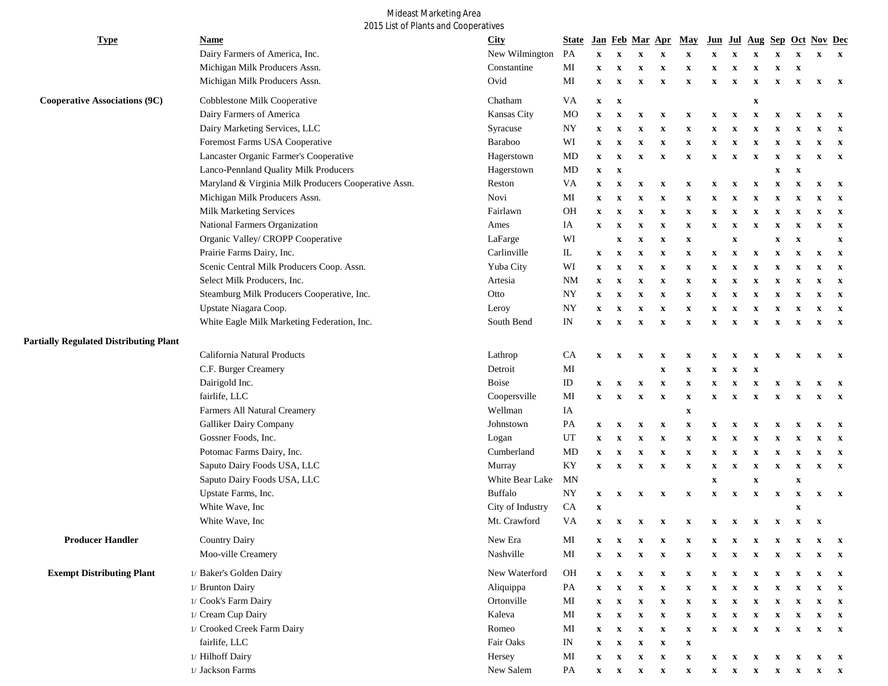# Mideast Marketing Area
## 2015 List of Plants and Cooperatives

| Type | Name | City | State | Jan | Feb | Mar | Apr | May | Jun | Jul | Aug | Sep | Oct | Nov | Dec |
|---|---|---|---|---|---|---|---|---|---|---|---|---|---|---|---|
| | Dairy Farmers of America, Inc. | New Wilmington | PA | x | x | x | x | x | x | x | x | x | x | x | x |
| | Michigan Milk Producers Assn. | Constantine | MI | x | x | x | x | x | x | x | x | x | x | | |
| | Michigan Milk Producers Assn. | Ovid | MI | x | x | x | x | x | x | x | x | x | x | x | x |
| **Cooperative Associations (9C)** | Cobblestone Milk Cooperative | Chatham | VA | x | x | | | | | | x | | | | |
| | Dairy Farmers of America | Kansas City | MO | x | x | x | x | x | x | x | x | x | x | x | x |
| | Dairy Marketing Services, LLC | Syracuse | NY | x | x | x | x | x | x | x | x | x | x | x | x |
| | Foremost Farms USA Cooperative | Baraboo | WI | x | x | x | x | x | x | x | x | x | x | x | x |
| | Lancaster Organic Farmer's Cooperative | Hagerstown | MD | x | x | x | x | x | x | x | x | x | x | x | x |
| | Lanco-Pennland Quality Milk Producers | Hagerstown | MD | x | x | | | | | | | x | x | | |
| | Maryland & Virginia Milk Producers Cooperative Assn. | Reston | VA | x | x | x | x | x | x | x | x | x | x | x | x |
| | Michigan Milk Producers Assn. | Novi | MI | x | x | x | x | x | x | x | x | x | x | x | x |
| | Milk Marketing Services | Fairlawn | OH | x | x | x | x | x | x | x | x | x | x | x | x |
| | National Farmers Organization | Ames | IA | x | x | x | x | x | x | x | x | x | x | x | x |
| | Organic Valley/ CROPP Cooperative | LaFarge | WI | | x | x | x | x | | x | | x | x | | x |
| | Prairie Farms Dairy, Inc. | Carlinville | IL | x | x | x | x | x | x | x | x | x | x | x | x |
| | Scenic Central Milk Producers Coop. Assn. | Yuba City | WI | x | x | x | x | x | x | x | x | x | x | x | x |
| | Select Milk Producers, Inc. | Artesia | NM | x | x | x | x | x | x | x | x | x | x | x | x |
| | Steamburg Milk Producers Cooperative, Inc. | Otto | NY | x | x | x | x | x | x | x | x | x | x | x | x |
| | Upstate Niagara Coop. | Leroy | NY | x | x | x | x | x | x | x | x | x | x | x | x |
| | White Eagle Milk Marketing Federation, Inc. | South Bend | IN | x | x | x | x | x | x | x | x | x | x | x | x |
| **Partially Regulated Distributing Plant** | | | | | | | | | | | | | | | |
| | California Natural Products | Lathrop | CA | x | x | x | x | x | x | x | x | x | x | x | x |
| | C.F. Burger Creamery | Detroit | MI | | | | x | x | x | x | x | | | | |
| | Dairigold Inc. | Boise | ID | x | x | x | x | x | x | x | x | x | x | x | x |
| | fairlife, LLC | Coopersville | MI | x | x | x | x | x | x | x | x | x | x | x | x |
| | Farmers All Natural Creamery | Wellman | IA | | | | | x | | | | | | | |
| | Galliker Dairy Company | Johnstown | PA | x | x | x | x | x | x | x | x | x | x | x | x |
| | Gossner Foods, Inc. | Logan | UT | x | x | x | x | x | x | x | x | x | x | x | x |
| | Potomac Farms Dairy, Inc. | Cumberland | MD | x | x | x | x | x | x | x | x | x | x | x | x |
| | Saputo Dairy Foods USA, LLC | Murray | KY | x | x | x | x | x | x | x | x | x | x | x | x |
| | Saputo Dairy Foods USA, LLC | White Bear Lake | MN | | | | | | x | | x | | x | | |
| | Upstate Farms, Inc. | Buffalo | NY | x | x | x | x | x | x | x | x | x | x | x | x |
| | White Wave, Inc | City of Industry | CA | x | | | | | | | | | x | | |
| | White Wave, Inc | Mt. Crawford | VA | x | x | x | x | x | x | x | x | x | x | x | |
| **Producer Handler** | Country Dairy | New Era | MI | x | x | x | x | x | x | x | x | x | x | x | x |
| | Moo-ville Creamery | Nashville | MI | x | x | x | x | x | x | x | x | x | x | x | x |
| **Exempt Distributing Plant** | 1/ Baker's Golden Dairy | New Waterford | OH | x | x | x | x | x | x | x | x | x | x | x | x |
| | 1/ Brunton Dairy | Aliquippa | PA | x | x | x | x | x | x | x | x | x | x | x | x |
| | 1/ Cook's Farm Dairy | Ortonville | MI | x | x | x | x | x | x | x | x | x | x | x | x |
| | 1/ Cream Cup Dairy | Kaleva | MI | x | x | x | x | x | x | x | x | x | x | x | x |
| | 1/ Crooked Creek Farm Dairy | Romeo | MI | x | x | x | x | x | x | x | x | x | x | x | x |
| | fairlife, LLC | Fair Oaks | IN | x | x | x | x | x | | | | | | | |
| | 1/ Hilhoff Dairy | Hersey | MI | x | x | x | x | x | x | x | x | x | x | x | x |
| | 1/ Jackson Farms | New Salem | PA | x | x | x | x | x | x | x | x | x | x | x | x |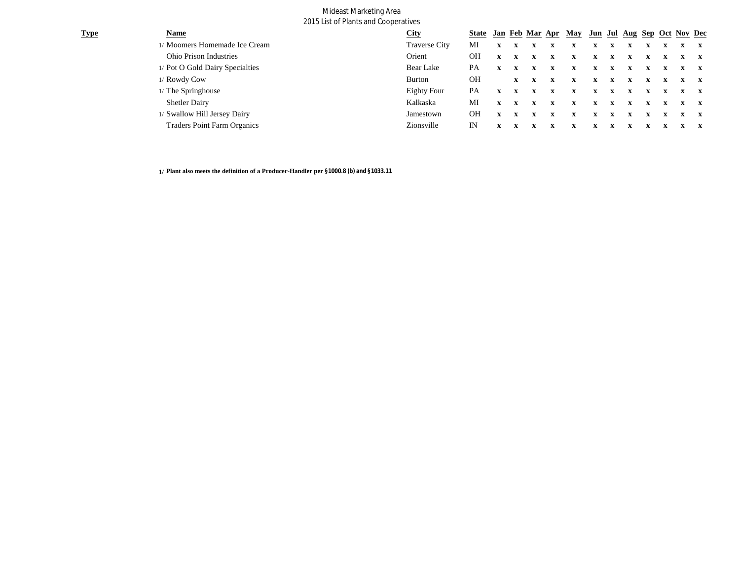Mideast Marketing Area
2015 List of Plants and Cooperatives

| Type | Name | City | State | Jan | Feb | Mar | Apr | May | Jun | Jul | Aug | Sep | Oct | Nov | Dec |
|---|---|---|---|---|---|---|---|---|---|---|---|---|---|---|---|
| | 1/ Moomers Homemade Ice Cream | Traverse City | MI | x | x | x | x | x | x | x | x | x | x | x | x |
| | Ohio Prison Industries | Orient | OH | x | x | x | x | x | x | x | x | x | x | x | x |
| | 1/ Pot O Gold Dairy Specialties | Bear Lake | PA | x | x | x | x | x | x | x | x | x | x | x | x |
| | 1/ Rowdy Cow | Burton | OH | | x | x | x | x | x | x | x | x | x | x | x |
| | 1/ The Springhouse | Eighty Four | PA | x | x | x | x | x | x | x | x | x | x | x | x |
| | Shetler Dairy | Kalkaska | MI | x | x | x | x | x | x | x | x | x | x | x | x |
| | 1/ Swallow Hill Jersey Dairy | Jamestown | OH | x | x | x | x | x | x | x | x | x | x | x | x |
| | Traders Point Farm Organics | Zionsville | IN | x | x | x | x | x | x | x | x | x | x | x | x |

**1/ Plant also meets the definition of a Producer-Handler per §1000.8 (b) and §1033.11**